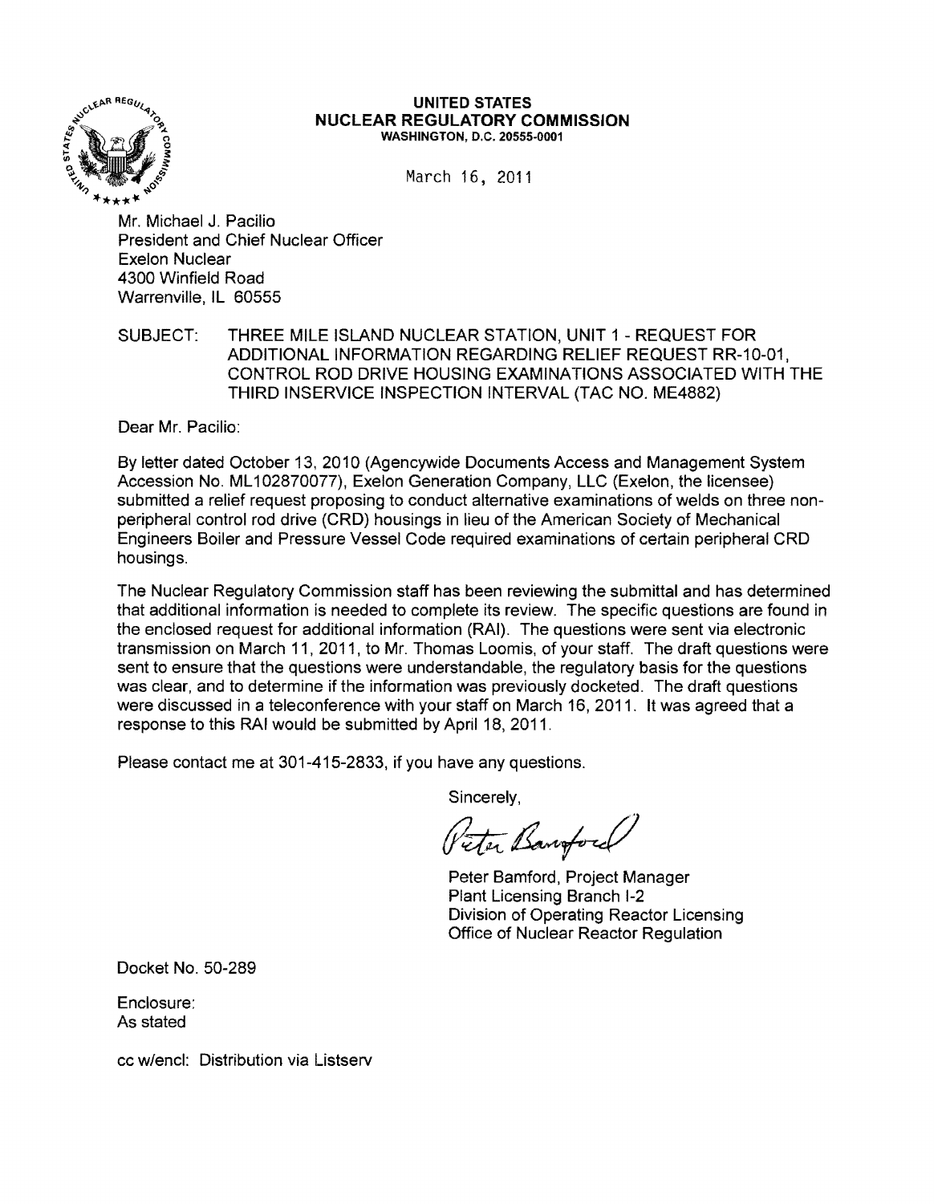**UNITED STATES**
**NUCLEAR REGULATORY COMMISSION**
**WASHINGTON, D.C. 20555-0001**

March 16, 2011

Mr. Michael J. Pacilio
President and Chief Nuclear Officer
Exelon Nuclear
4300 Winfield Road
Warrenville, IL 60555

SUBJECT: THREE MILE ISLAND NUCLEAR STATION, UNIT 1 - REQUEST FOR ADDITIONAL INFORMATION REGARDING RELIEF REQUEST RR-10-01, CONTROL ROD DRIVE HOUSING EXAMINATIONS ASSOCIATED WITH THE THIRD INSERVICE INSPECTION INTERVAL (TAC NO. ME4882)

Dear Mr. Pacilio:

By letter dated October 13, 2010 (Agencywide Documents Access and Management System Accession No. ML102870077), Exelon Generation Company, LLC (Exelon, the licensee) submitted a relief request proposing to conduct alternative examinations of welds on three non-peripheral control rod drive (CRD) housings in lieu of the American Society of Mechanical Engineers Boiler and Pressure Vessel Code required examinations of certain peripheral CRD housings.

The Nuclear Regulatory Commission staff has been reviewing the submittal and has determined that additional information is needed to complete its review. The specific questions are found in the enclosed request for additional information (RAI). The questions were sent via electronic transmission on March 11, 2011, to Mr. Thomas Loomis, of your staff. The draft questions were sent to ensure that the questions were understandable, the regulatory basis for the questions was clear, and to determine if the information was previously docketed. The draft questions were discussed in a teleconference with your staff on March 16, 2011. It was agreed that a response to this RAI would be submitted by April 18, 2011.

Please contact me at 301-415-2833, if you have any questions.

Sincerely,

Peter Bamford

Peter Bamford, Project Manager
Plant Licensing Branch I-2
Division of Operating Reactor Licensing
Office of Nuclear Reactor Regulation

Docket No. 50-289

Enclosure:
As stated

cc w/encl: Distribution via Listserv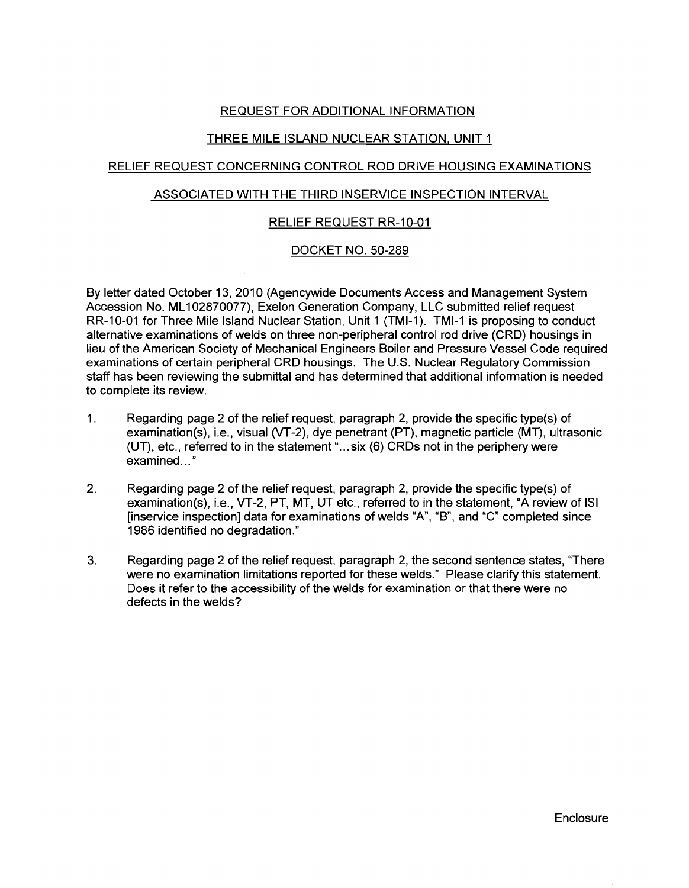REQUEST FOR ADDITIONAL INFORMATION

THREE MILE ISLAND NUCLEAR STATION, UNIT 1

RELIEF REQUEST CONCERNING CONTROL ROD DRIVE HOUSING EXAMINATIONS

ASSOCIATED WITH THE THIRD INSERVICE INSPECTION INTERVAL

RELIEF REQUEST RR-10-01

DOCKET NO. 50-289

By letter dated October 13, 2010 (Agencywide Documents Access and Management System Accession No. ML102870077), Exelon Generation Company, LLC submitted relief request RR-10-01 for Three Mile Island Nuclear Station, Unit 1 (TMI-1). TMI-1 is proposing to conduct alternative examinations of welds on three non-peripheral control rod drive (CRD) housings in lieu of the American Society of Mechanical Engineers Boiler and Pressure Vessel Code required examinations of certain peripheral CRD housings. The U.S. Nuclear Regulatory Commission staff has been reviewing the submittal and has determined that additional information is needed to complete its review.

1. Regarding page 2 of the relief request, paragraph 2, provide the specific type(s) of examination(s), i.e., visual (VT-2), dye penetrant (PT), magnetic particle (MT), ultrasonic (UT), etc., referred to in the statement "...six (6) CRDs not in the periphery were examined..."

2. Regarding page 2 of the relief request, paragraph 2, provide the specific type(s) of examination(s), i.e., VT-2, PT, MT, UT etc., referred to in the statement, "A review of ISI [inservice inspection] data for examinations of welds "A", "B", and "C" completed since 1986 identified no degradation."

3. Regarding page 2 of the relief request, paragraph 2, the second sentence states, "There were no examination limitations reported for these welds." Please clarify this statement. Does it refer to the accessibility of the welds for examination or that there were no defects in the welds?

Enclosure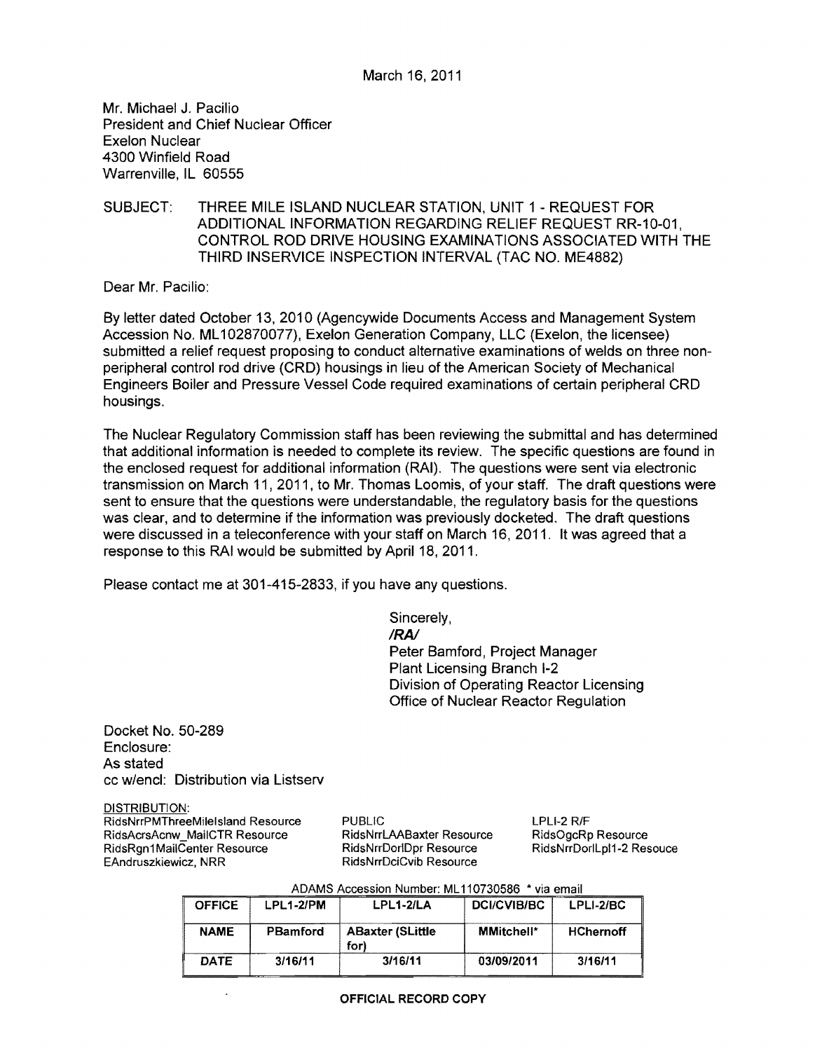March 16, 2011

Mr. Michael J. Pacilio
President and Chief Nuclear Officer
Exelon Nuclear
4300 Winfield Road
Warrenville, IL 60555

SUBJECT: THREE MILE ISLAND NUCLEAR STATION, UNIT 1 - REQUEST FOR ADDITIONAL INFORMATION REGARDING RELIEF REQUEST RR-10-01, CONTROL ROD DRIVE HOUSING EXAMINATIONS ASSOCIATED WITH THE THIRD INSERVICE INSPECTION INTERVAL (TAC NO. ME4882)

Dear Mr. Pacilio:

By letter dated October 13, 2010 (Agencywide Documents Access and Management System Accession No. ML102870077), Exelon Generation Company, LLC (Exelon, the licensee) submitted a relief request proposing to conduct alternative examinations of welds on three non-peripheral control rod drive (CRD) housings in lieu of the American Society of Mechanical Engineers Boiler and Pressure Vessel Code required examinations of certain peripheral CRD housings.

The Nuclear Regulatory Commission staff has been reviewing the submittal and has determined that additional information is needed to complete its review. The specific questions are found in the enclosed request for additional information (RAI). The questions were sent via electronic transmission on March 11, 2011, to Mr. Thomas Loomis, of your staff. The draft questions were sent to ensure that the questions were understandable, the regulatory basis for the questions was clear, and to determine if the information was previously docketed. The draft questions were discussed in a teleconference with your staff on March 16, 2011. It was agreed that a response to this RAI would be submitted by April 18, 2011.

Please contact me at 301-415-2833, if you have any questions.

Sincerely,
*/RA/*
Peter Bamford, Project Manager
Plant Licensing Branch I-2
Division of Operating Reactor Licensing
Office of Nuclear Reactor Regulation

Docket No. 50-289
Enclosure:
As stated
cc w/encl: Distribution via Listserv

DISTRIBUTION:
RidsNrrPMThreeMileIsland Resource
RidsAcrsAcnw_MailCTR Resource
RidsRgn1MailCenter Resource
EAndruszkiewicz, NRR
PUBLIC
RidsNrrLAABaxter Resource
RidsNrrDorlDpr Resource
RidsNrrDciCvib Resource
LPLI-2 R/F
RidsOgcRp Resource
RidsNrrDorlLpl1-2 Resouce

ADAMS Accession Number: ML110730586 * via email

| OFFICE | LPL1-2/PM | LPL1-2/LA | DCI/CVIB/BC | LPLI-2/BC |
|---|---|---|---|---|
| NAME | PBamford | ABaxter (SLittle for) | MMitchell* | HChernoff |
| DATE | 3/16/11 | 3/16/11 | 03/09/2011 | 3/16/11 |

**OFFICIAL RECORD COPY**